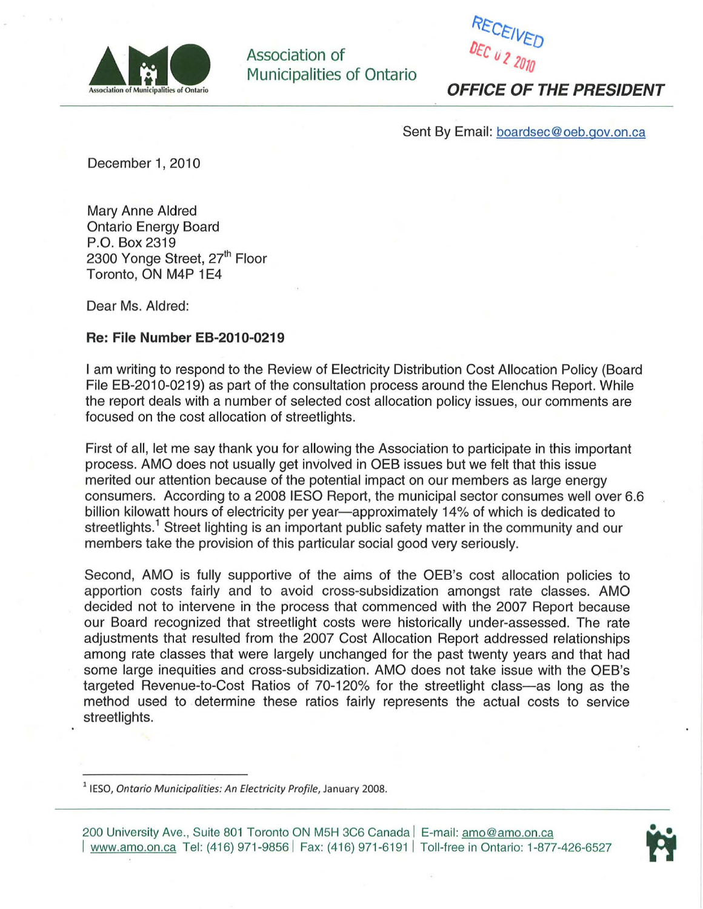Association of Municipalities of Ontario

RECEIVED
DEC 02 2010

**OFFICE OF THE PRESIDENT**

Sent By Email: boardsec@oeb.gov.on.ca

December 1, 2010

Mary Anne Aldred
Ontario Energy Board
P.O. Box 2319
2300 Yonge Street, 27th Floor
Toronto, ON M4P 1E4

Dear Ms. Aldred:

**Re: File Number EB-2010-0219**

I am writing to respond to the Review of Electricity Distribution Cost Allocation Policy (Board File EB-2010-0219) as part of the consultation process around the Elenchus Report. While the report deals with a number of selected cost allocation policy issues, our comments are focused on the cost allocation of streetlights.

First of all, let me say thank you for allowing the Association to participate in this important process. AMO does not usually get involved in OEB issues but we felt that this issue merited our attention because of the potential impact on our members as large energy consumers. According to a 2008 IESO Report, the municipal sector consumes well over 6.6 billion kilowatt hours of electricity per year—approximately 14% of which is dedicated to streetlights.[1] Street lighting is an important public safety matter in the community and our members take the provision of this particular social good very seriously.

Second, AMO is fully supportive of the aims of the OEB's cost allocation policies to apportion costs fairly and to avoid cross-subsidization amongst rate classes. AMO decided not to intervene in the process that commenced with the 2007 Report because our Board recognized that streetlight costs were historically under-assessed. The rate adjustments that resulted from the 2007 Cost Allocation Report addressed relationships among rate classes that were largely unchanged for the past twenty years and that had some large inequities and cross-subsidization. AMO does not take issue with the OEB's targeted Revenue-to-Cost Ratios of 70-120% for the streetlight class—as long as the method used to determine these ratios fairly represents the actual costs to service streetlights.

[1] IESO, *Ontario Municipalities: An Electricity Profile*, January 2008.

200 University Ave., Suite 801 Toronto ON M5H 3C6 Canada | E-mail: amo@amo.on.ca | www.amo.on.ca Tel: (416) 971-9856 | Fax: (416) 971-6191 | Toll-free in Ontario: 1-877-426-6527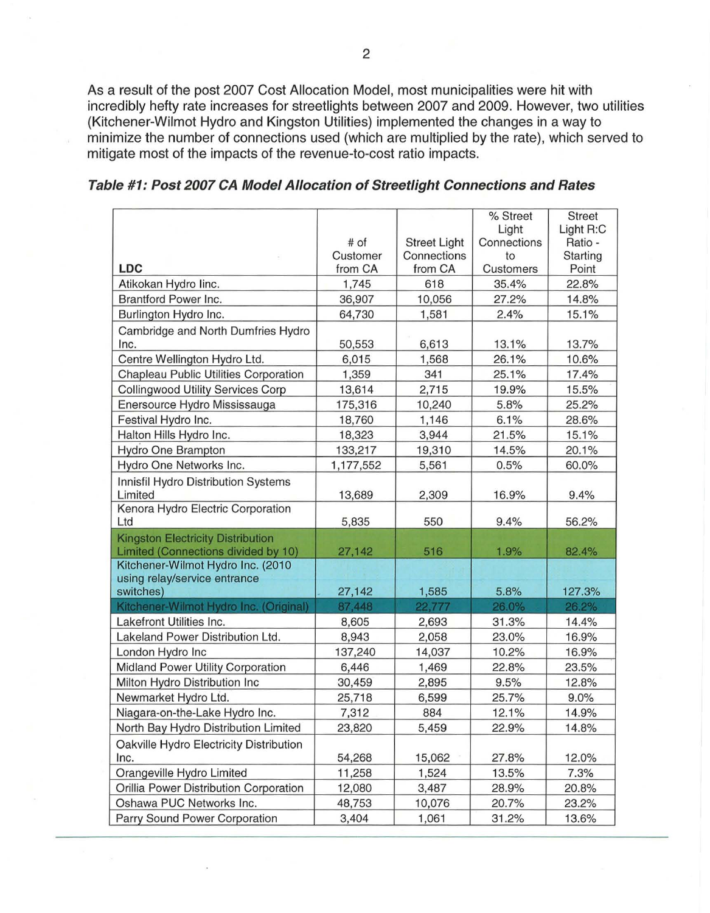As a result of the post 2007 Cost Allocation Model, most municipalities were hit with incredibly hefty rate increases for streetlights between 2007 and 2009. However, two utilities (Kitchener-Wilmot Hydro and Kingston Utilities) implemented the changes in a way to minimize the number of connections used (which are multiplied by the rate), which served to mitigate most of the impacts of the revenue-to-cost ratio impacts.

***Table #1: Post 2007 CA Model Allocation of Streetlight Connections and Rates***

| LDC | # of Customer from CA | Street Light Connections from CA | % Street Light Connections to Customers | Street Light R:C Ratio - Starting Point |
|---|---|---|---|---|
| Atikokan Hydro Iinc. | 1,745 | 618 | 35.4% | 22.8% |
| Brantford Power Inc. | 36,907 | 10,056 | 27.2% | 14.8% |
| Burlington Hydro Inc. | 64,730 | 1,581 | 2.4% | 15.1% |
| Cambridge and North Dumfries Hydro Inc. | 50,553 | 6,613 | 13.1% | 13.7% |
| Centre Wellington Hydro Ltd. | 6,015 | 1,568 | 26.1% | 10.6% |
| Chapleau Public Utilities Corporation | 1,359 | 341 | 25.1% | 17.4% |
| Collingwood Utility Services Corp | 13,614 | 2,715 | 19.9% | 15.5% |
| Enersource Hydro Mississauga | 175,316 | 10,240 | 5.8% | 25.2% |
| Festival Hydro Inc. | 18,760 | 1,146 | 6.1% | 28.6% |
| Halton Hills Hydro Inc. | 18,323 | 3,944 | 21.5% | 15.1% |
| Hydro One Brampton | 133,217 | 19,310 | 14.5% | 20.1% |
| Hydro One Networks Inc. | 1,177,552 | 5,561 | 0.5% | 60.0% |
| Innisfil Hydro Distribution Systems Limited | 13,689 | 2,309 | 16.9% | 9.4% |
| Kenora Hydro Electric Corporation Ltd | 5,835 | 550 | 9.4% | 56.2% |
| Kingston Electricity Distribution Limited (Connections divided by 10) | 27,142 | 516 | 1.9% | 82.4% |
| Kitchener-Wilmot Hydro Inc. (2010 using relay/service entrance switches) | 27,142 | 1,585 | 5.8% | 127.3% |
| Kitchener-Wilmot Hydro Inc. (Original) | 87,448 | 22,777 | 26.0% | 26.2% |
| Lakefront Utilities Inc. | 8,605 | 2,693 | 31.3% | 14.4% |
| Lakeland Power Distribution Ltd. | 8,943 | 2,058 | 23.0% | 16.9% |
| London Hydro Inc | 137,240 | 14,037 | 10.2% | 16.9% |
| Midland Power Utility Corporation | 6,446 | 1,469 | 22.8% | 23.5% |
| Milton Hydro Distribution Inc | 30,459 | 2,895 | 9.5% | 12.8% |
| Newmarket Hydro Ltd. | 25,718 | 6,599 | 25.7% | 9.0% |
| Niagara-on-the-Lake Hydro Inc. | 7,312 | 884 | 12.1% | 14.9% |
| North Bay Hydro Distribution Limited | 23,820 | 5,459 | 22.9% | 14.8% |
| Oakville Hydro Electricity Distribution Inc. | 54,268 | 15,062 | 27.8% | 12.0% |
| Orangeville Hydro Limited | 11,258 | 1,524 | 13.5% | 7.3% |
| Orillia Power Distribution Corporation | 12,080 | 3,487 | 28.9% | 20.8% |
| Oshawa PUC Networks Inc. | 48,753 | 10,076 | 20.7% | 23.2% |
| Parry Sound Power Corporation | 3,404 | 1,061 | 31.2% | 13.6% |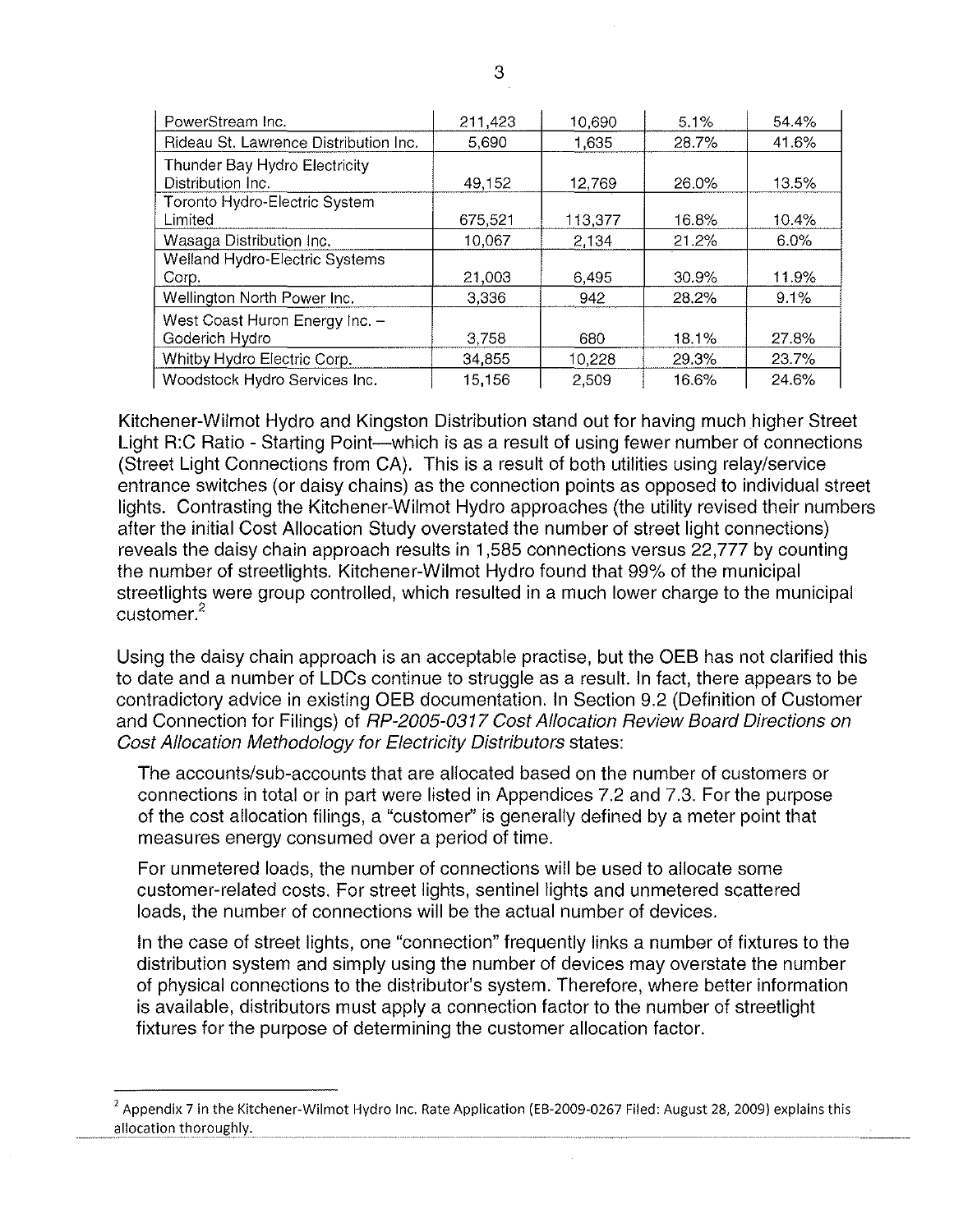| PowerStream Inc. | 211,423 | 10,690 | 5.1% | 54.4% |
|---|---|---|---|---|
| Rideau St. Lawrence Distribution Inc. | 5,690 | 1,635 | 28.7% | 41.6% |
| Thunder Bay Hydro Electricity Distribution Inc. | 49,152 | 12,769 | 26.0% | 13.5% |
| Toronto Hydro-Electric System Limited | 675,521 | 113,377 | 16.8% | 10.4% |
| Wasaga Distribution Inc. | 10,067 | 2,134 | 21.2% | 6.0% |
| Welland Hydro-Electric Systems Corp. | 21,003 | 6,495 | 30.9% | 11.9% |
| Wellington North Power Inc. | 3,336 | 942 | 28.2% | 9.1% |
| West Coast Huron Energy Inc. – Goderich Hydro | 3,758 | 680 | 18.1% | 27.8% |
| Whitby Hydro Electric Corp. | 34,855 | 10,228 | 29.3% | 23.7% |
| Woodstock Hydro Services Inc. | 15,156 | 2,509 | 16.6% | 24.6% |

Kitchener-Wilmot Hydro and Kingston Distribution stand out for having much higher Street Light R:C Ratio - Starting Point—which is as a result of using fewer number of connections (Street Light Connections from CA). This is a result of both utilities using relay/service entrance switches (or daisy chains) as the connection points as opposed to individual street lights. Contrasting the Kitchener-Wilmot Hydro approaches (the utility revised their numbers after the initial Cost Allocation Study overstated the number of street light connections) reveals the daisy chain approach results in 1,585 connections versus 22,777 by counting the number of streetlights. Kitchener-Wilmot Hydro found that 99% of the municipal streetlights were group controlled, which resulted in a much lower charge to the municipal customer.[2]

Using the daisy chain approach is an acceptable practise, but the OEB has not clarified this to date and a number of LDCs continue to struggle as a result. In fact, there appears to be contradictory advice in existing OEB documentation. In Section 9.2 (Definition of Customer and Connection for Filings) of *RP-2005-0317 Cost Allocation Review Board Directions on Cost Allocation Methodology for Electricity Distributors* states:

> The accounts/sub-accounts that are allocated based on the number of customers or connections in total or in part were listed in Appendices 7.2 and 7.3. For the purpose of the cost allocation filings, a "customer" is generally defined by a meter point that measures energy consumed over a period of time.
>
> For unmetered loads, the number of connections will be used to allocate some customer-related costs. For street lights, sentinel lights and unmetered scattered loads, the number of connections will be the actual number of devices.
>
> In the case of street lights, one "connection" frequently links a number of fixtures to the distribution system and simply using the number of devices may overstate the number of physical connections to the distributor's system. Therefore, where better information is available, distributors must apply a connection factor to the number of streetlight fixtures for the purpose of determining the customer allocation factor.

[2] Appendix 7 in the Kitchener-Wilmot Hydro Inc. Rate Application (EB-2009-0267 Filed: August 28, 2009) explains this allocation thoroughly.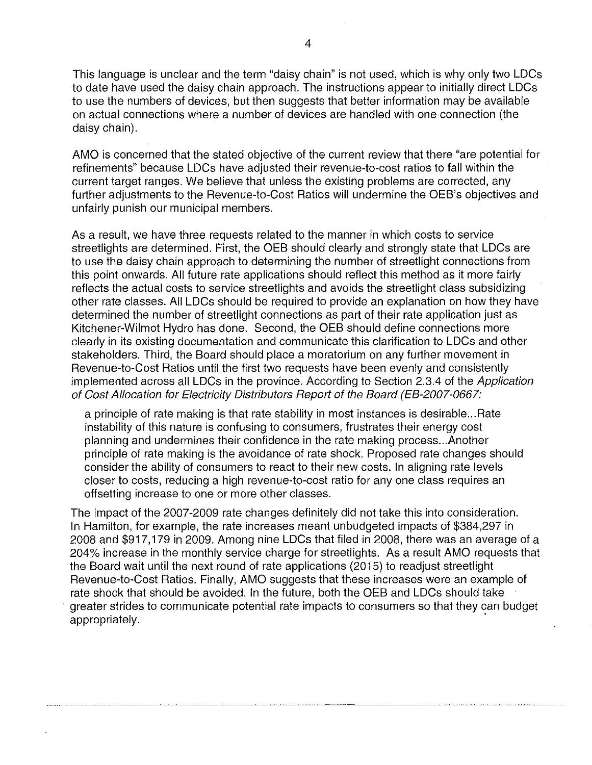This language is unclear and the term "daisy chain" is not used, which is why only two LDCs to date have used the daisy chain approach. The instructions appear to initially direct LDCs to use the numbers of devices, but then suggests that better information may be available on actual connections where a number of devices are handled with one connection (the daisy chain).

AMO is concerned that the stated objective of the current review that there "are potential for refinements" because LDCs have adjusted their revenue-to-cost ratios to fall within the current target ranges. We believe that unless the existing problems are corrected, any further adjustments to the Revenue-to-Cost Ratios will undermine the OEB's objectives and unfairly punish our municipal members.

As a result, we have three requests related to the manner in which costs to service streetlights are determined. First, the OEB should clearly and strongly state that LDCs are to use the daisy chain approach to determining the number of streetlight connections from this point onwards. All future rate applications should reflect this method as it more fairly reflects the actual costs to service streetlights and avoids the streetlight class subsidizing other rate classes. All LDCs should be required to provide an explanation on how they have determined the number of streetlight connections as part of their rate application just as Kitchener-Wilmot Hydro has done. Second, the OEB should define connections more clearly in its existing documentation and communicate this clarification to LDCs and other stakeholders. Third, the Board should place a moratorium on any further movement in Revenue-to-Cost Ratios until the first two requests have been evenly and consistently implemented across all LDCs in the province. According to Section 2.3.4 of the *Application of Cost Allocation for Electricity Distributors Report of the Board (EB-2007-0667:*

> a principle of rate making is that rate stability in most instances is desirable...Rate instability of this nature is confusing to consumers, frustrates their energy cost planning and undermines their confidence in the rate making process...Another principle of rate making is the avoidance of rate shock. Proposed rate changes should consider the ability of consumers to react to their new costs. In aligning rate levels closer to costs, reducing a high revenue-to-cost ratio for any one class requires an offsetting increase to one or more other classes.

The impact of the 2007-2009 rate changes definitely did not take this into consideration. In Hamilton, for example, the rate increases meant unbudgeted impacts of $384,297 in 2008 and $917,179 in 2009. Among nine LDCs that filed in 2008, there was an average of a 204% increase in the monthly service charge for streetlights. As a result AMO requests that the Board wait until the next round of rate applications (2015) to readjust streetlight Revenue-to-Cost Ratios. Finally, AMO suggests that these increases were an example of rate shock that should be avoided. In the future, both the OEB and LDCs should take greater strides to communicate potential rate impacts to consumers so that they can budget appropriately.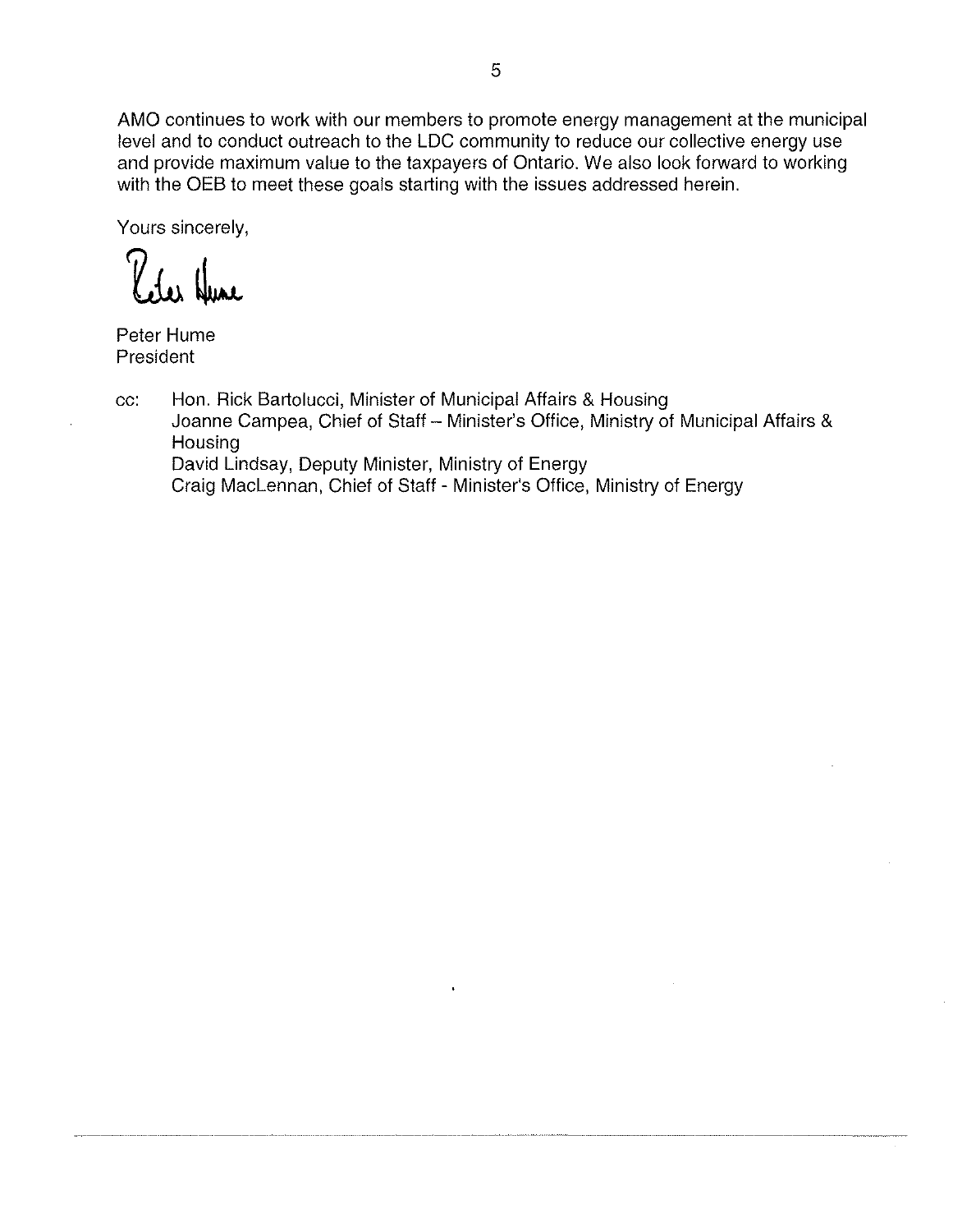AMO continues to work with our members to promote energy management at the municipal level and to conduct outreach to the LDC community to reduce our collective energy use and provide maximum value to the taxpayers of Ontario. We also look forward to working with the OEB to meet these goals starting with the issues addressed herein.

Yours sincerely,

Peter Hume
President

cc: Hon. Rick Bartolucci, Minister of Municipal Affairs & Housing
Joanne Campea, Chief of Staff – Minister's Office, Ministry of Municipal Affairs & Housing
David Lindsay, Deputy Minister, Ministry of Energy
Craig MacLennan, Chief of Staff - Minister's Office, Ministry of Energy